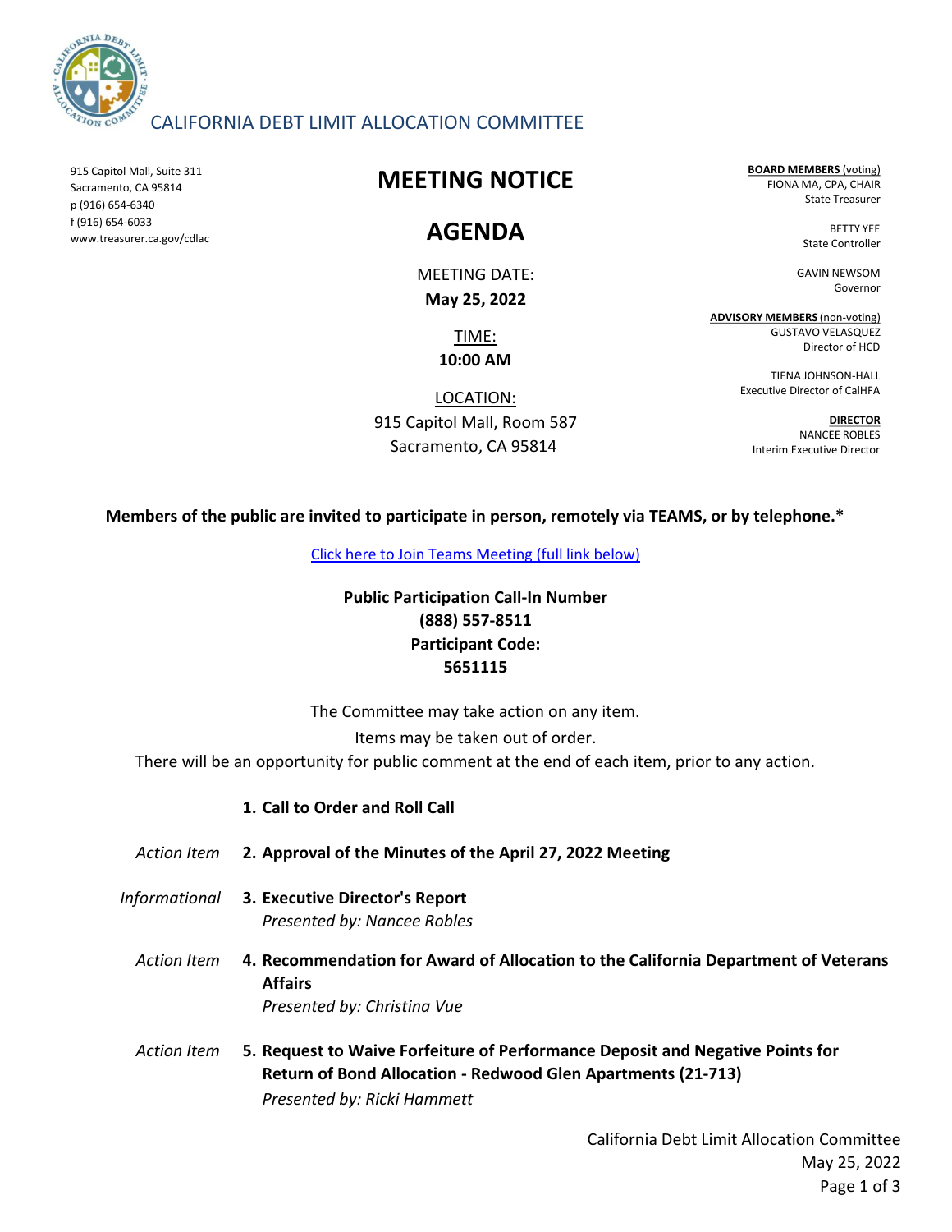CALIFORNIA DEBT LIMIT ALLOCATION COMMITTEE

915 Capitol Mall, Suite 311
Sacramento, CA 95814
p (916) 654-6340
f (916) 654-6033
www.treasurer.ca.gov/cdlac

# MEETING NOTICE

# AGENDA

MEETING DATE:
**May 25, 2022**

TIME:
**10:00 AM**

LOCATION:
915 Capitol Mall, Room 587
Sacramento, CA 95814

**BOARD MEMBERS** (voting)
FIONA MA, CPA, CHAIR
State Treasurer

BETTY YEE
State Controller

GAVIN NEWSOM
Governor

**ADVISORY MEMBERS** (non-voting)
GUSTAVO VELASQUEZ
Director of HCD

TIENA JOHNSON-HALL
Executive Director of CalHFA

**DIRECTOR**
NANCEE ROBLES
Interim Executive Director

**Members of the public are invited to participate in person, remotely via TEAMS, or by telephone.***

[Click here to Join Teams Meeting (full link below)]

**Public Participation Call-In Number**
**(888) 557-8511**
**Participant Code:**
**5651115**

The Committee may take action on any item.
Items may be taken out of order.
There will be an opportunity for public comment at the end of each item, prior to any action.

1. **Call to Order and Roll Call**

*Action Item*
2. **Approval of the Minutes of the April 27, 2022 Meeting**

*Informational*
3. **Executive Director's Report**
   *Presented by: Nancee Robles*

*Action Item*
4. **Recommendation for Award of Allocation to the California Department of Veterans Affairs**
   *Presented by: Christina Vue*

*Action Item*
5. **Request to Waive Forfeiture of Performance Deposit and Negative Points for Return of Bond Allocation - Redwood Glen Apartments (21-713)**
   *Presented by: Ricki Hammett*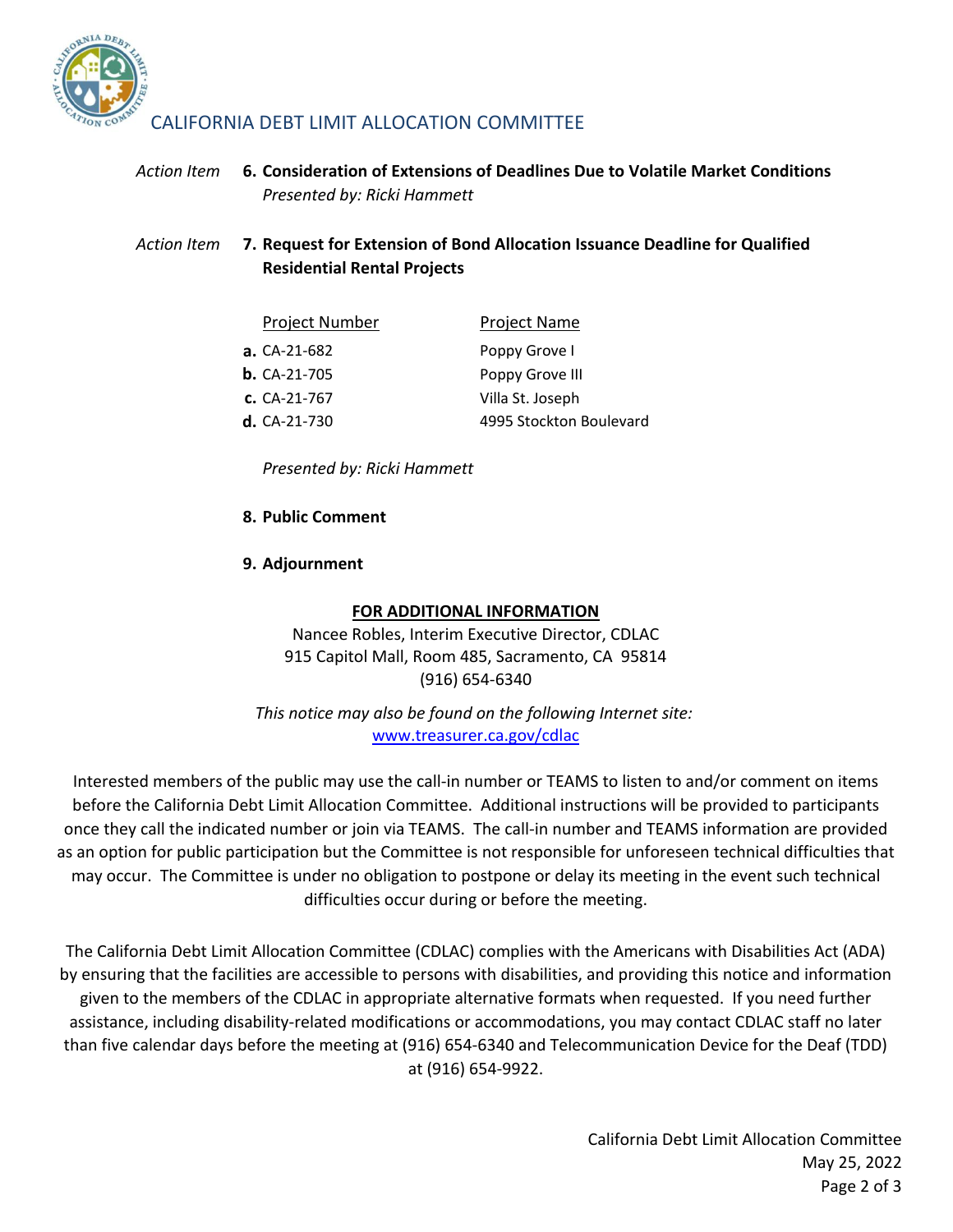CALIFORNIA DEBT LIMIT ALLOCATION COMMITTEE

*Action Item* **6. Consideration of Extensions of Deadlines Due to Volatile Market Conditions**
*Presented by: Ricki Hammett*

*Action Item* **7. Request for Extension of Bond Allocation Issuance Deadline for Qualified Residential Rental Projects**

| | Project Number | Project Name |
|---|---|---|
| **a.** | CA-21-682 | Poppy Grove I |
| **b.** | CA-21-705 | Poppy Grove III |
| **c.** | CA-21-767 | Villa St. Joseph |
| **d.** | CA-21-730 | 4995 Stockton Boulevard |

*Presented by: Ricki Hammett*

**8. Public Comment**

**9. Adjournment**

**FOR ADDITIONAL INFORMATION**

Nancee Robles, Interim Executive Director, CDLAC
915 Capitol Mall, Room 485, Sacramento, CA 95814
(916) 654-6340

*This notice may also be found on the following Internet site:*
www.treasurer.ca.gov/cdlac

Interested members of the public may use the call-in number or TEAMS to listen to and/or comment on items before the California Debt Limit Allocation Committee. Additional instructions will be provided to participants once they call the indicated number or join via TEAMS. The call-in number and TEAMS information are provided as an option for public participation but the Committee is not responsible for unforeseen technical difficulties that may occur. The Committee is under no obligation to postpone or delay its meeting in the event such technical difficulties occur during or before the meeting.

The California Debt Limit Allocation Committee (CDLAC) complies with the Americans with Disabilities Act (ADA) by ensuring that the facilities are accessible to persons with disabilities, and providing this notice and information given to the members of the CDLAC in appropriate alternative formats when requested. If you need further assistance, including disability-related modifications or accommodations, you may contact CDLAC staff no later than five calendar days before the meeting at (916) 654-6340 and Telecommunication Device for the Deaf (TDD) at (916) 654-9922.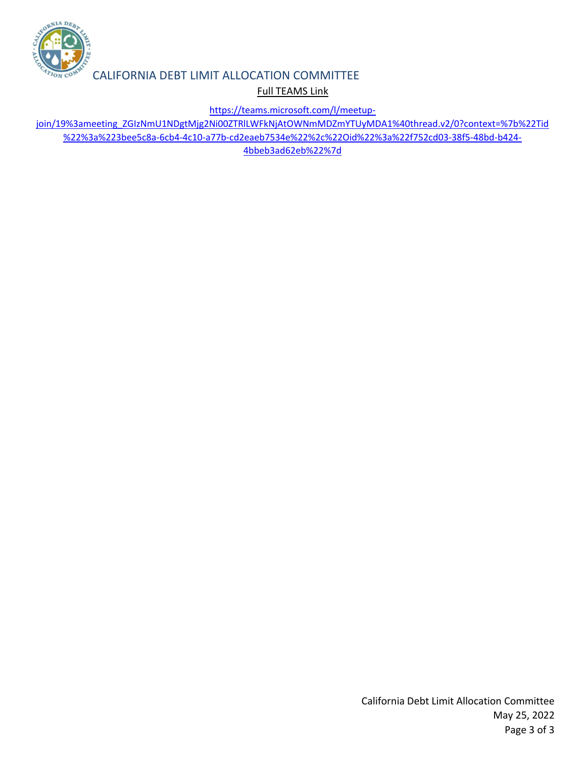CALIFORNIA DEBT LIMIT ALLOCATION COMMITTEE

Full TEAMS Link

https://teams.microsoft.com/l/meetup-join/19%3ameeting_ZGIzNmU1NDgtMjg2Ni00ZTRlLWFkNjAtOWNmMDZmYTUyMDA1%40thread.v2/0?context=%7b%22Tid%22%3a%223bee5c8a-6cb4-4c10-a77b-cd2eaeb7534e%22%2c%22Oid%22%3a%22f752cd03-38f5-48bd-b424-4bbeb3ad62eb%22%7d